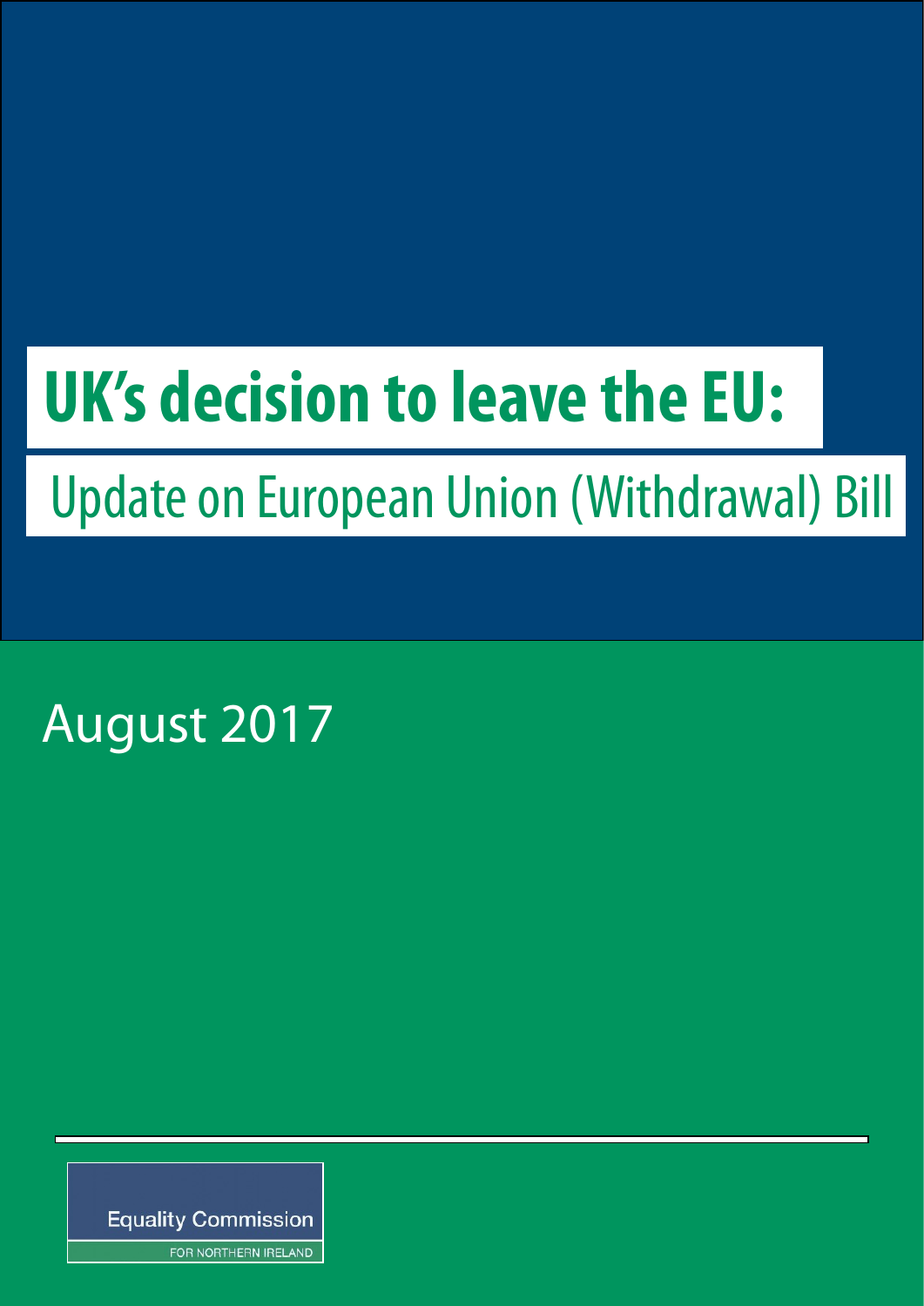# UK's decision to leave the EU:

## Update on European Union (Withdrawal) Bill

August 2017

Equality Commission

FOR NORTHERN IRELAND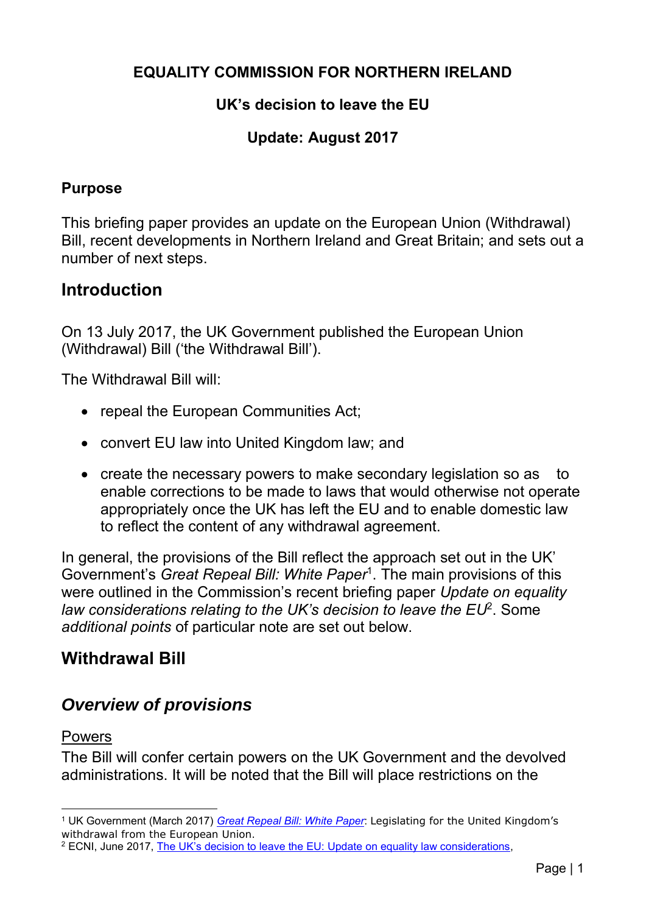**EQUALITY COMMISSION FOR NORTHERN IRELAND**

**UK's decision to leave the EU**

**Update: August 2017**

### Purpose

This briefing paper provides an update on the European Union (Withdrawal) Bill, recent developments in Northern Ireland and Great Britain; and sets out a number of next steps.

## Introduction

On 13 July 2017, the UK Government published the European Union (Withdrawal) Bill ('the Withdrawal Bill').

The Withdrawal Bill will:

- repeal the European Communities Act;
- convert EU law into United Kingdom law; and
- create the necessary powers to make secondary legislation so as to enable corrections to be made to laws that would otherwise not operate appropriately once the UK has left the EU and to enable domestic law to reflect the content of any withdrawal agreement.

In general, the provisions of the Bill reflect the approach set out in the UK' Government's *Great Repeal Bill: White Paper*[1]. The main provisions of this were outlined in the Commission's recent briefing paper *Update on equality law considerations relating to the UK's decision to leave the EU*[2]. Some *additional points* of particular note are set out below.

## Withdrawal Bill

## *Overview of provisions*

Powers

The Bill will confer certain powers on the UK Government and the devolved administrations. It will be noted that the Bill will place restrictions on the

---

[1] UK Government (March 2017) *Great Repeal Bill: White Paper*: Legislating for the United Kingdom's withdrawal from the European Union.

[2] ECNI, June 2017, The UK's decision to leave the EU: Update on equality law considerations,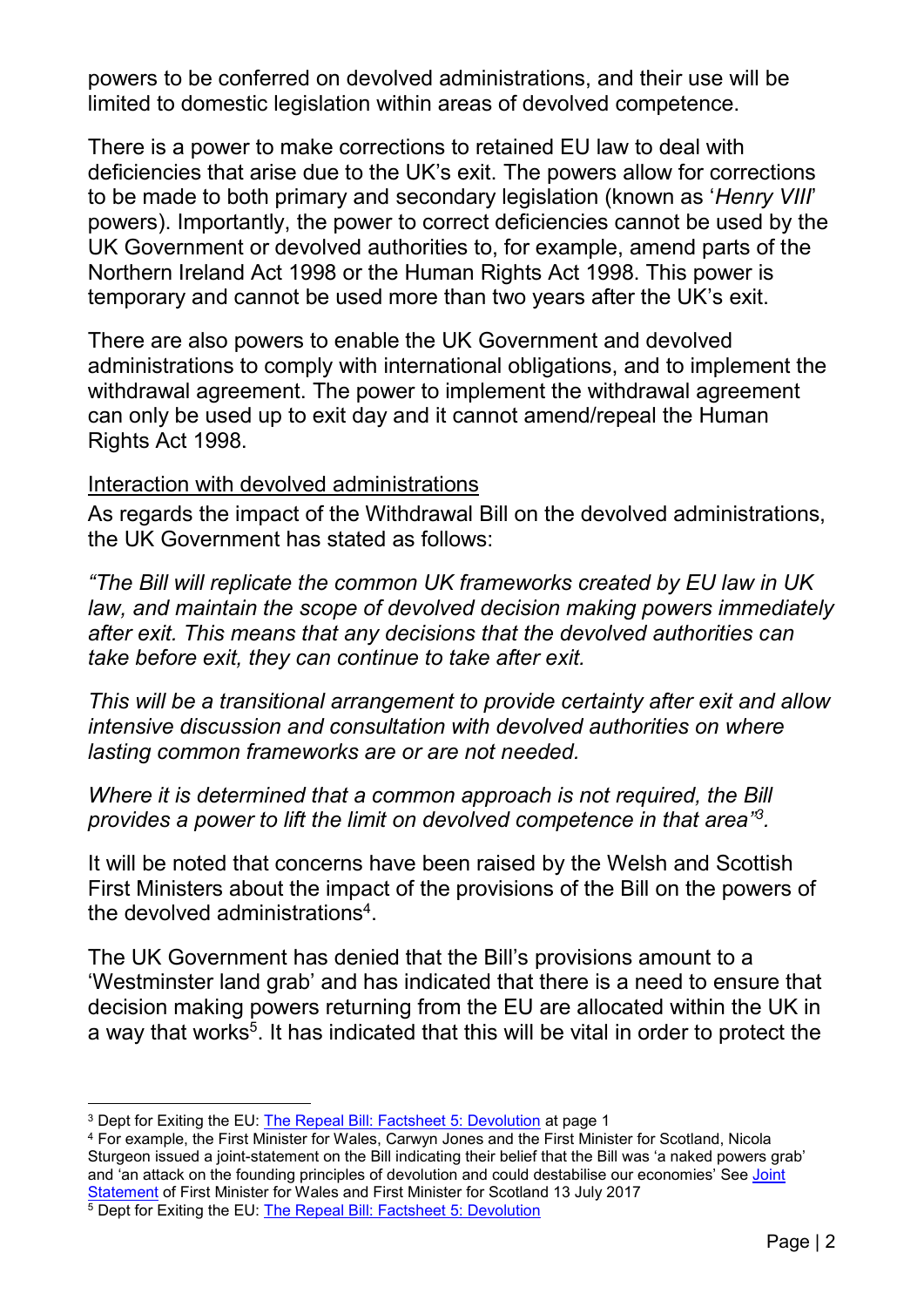powers to be conferred on devolved administrations, and their use will be limited to domestic legislation within areas of devolved competence.

There is a power to make corrections to retained EU law to deal with deficiencies that arise due to the UK's exit. The powers allow for corrections to be made to both primary and secondary legislation (known as '*Henry VIII*' powers). Importantly, the power to correct deficiencies cannot be used by the UK Government or devolved authorities to, for example, amend parts of the Northern Ireland Act 1998 or the Human Rights Act 1998. This power is temporary and cannot be used more than two years after the UK's exit.

There are also powers to enable the UK Government and devolved administrations to comply with international obligations, and to implement the withdrawal agreement. The power to implement the withdrawal agreement can only be used up to exit day and it cannot amend/repeal the Human Rights Act 1998.

<u>Interaction with devolved administrations</u>

As regards the impact of the Withdrawal Bill on the devolved administrations, the UK Government has stated as follows:

*"The Bill will replicate the common UK frameworks created by EU law in UK law, and maintain the scope of devolved decision making powers immediately after exit. This means that any decisions that the devolved authorities can take before exit, they can continue to take after exit.*

*This will be a transitional arrangement to provide certainty after exit and allow intensive discussion and consultation with devolved authorities on where lasting common frameworks are or are not needed.*

*Where it is determined that a common approach is not required, the Bill provides a power to lift the limit on devolved competence in that area"*[3].

It will be noted that concerns have been raised by the Welsh and Scottish First Ministers about the impact of the provisions of the Bill on the powers of the devolved administrations[4].

The UK Government has denied that the Bill's provisions amount to a 'Westminster land grab' and has indicated that there is a need to ensure that decision making powers returning from the EU are allocated within the UK in a way that works[5]. It has indicated that this will be vital in order to protect the

---

[3] Dept for Exiting the EU: The Repeal Bill: Factsheet 5: Devolution at page 1

[4] For example, the First Minister for Wales, Carwyn Jones and the First Minister for Scotland, Nicola Sturgeon issued a joint-statement on the Bill indicating their belief that the Bill was 'a naked powers grab' and 'an attack on the founding principles of devolution and could destabilise our economies' See Joint Statement of First Minister for Wales and First Minister for Scotland 13 July 2017

[5] Dept for Exiting the EU: The Repeal Bill: Factsheet 5: Devolution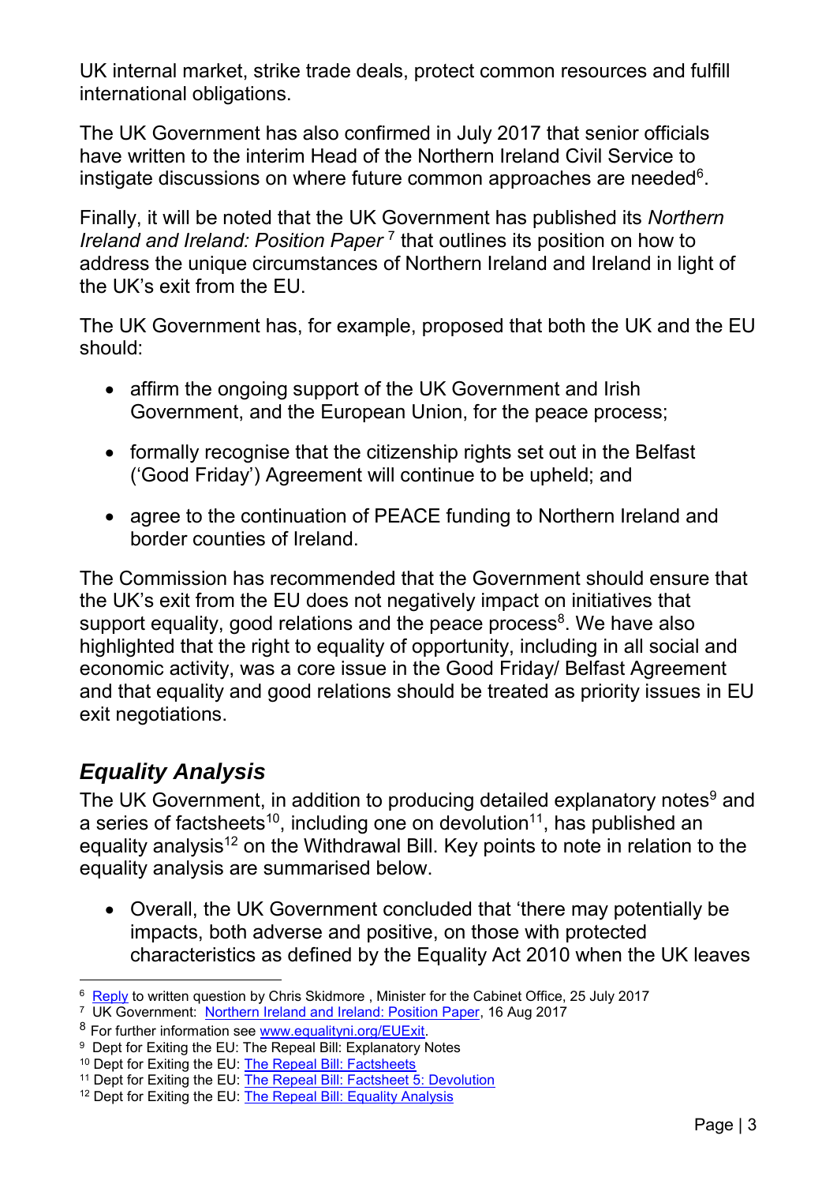UK internal market, strike trade deals, protect common resources and fulfill international obligations.

The UK Government has also confirmed in July 2017 that senior officials have written to the interim Head of the Northern Ireland Civil Service to instigate discussions on where future common approaches are needed[6].

Finally, it will be noted that the UK Government has published its *Northern Ireland and Ireland: Position Paper* [7] that outlines its position on how to address the unique circumstances of Northern Ireland and Ireland in light of the UK's exit from the EU.

The UK Government has, for example, proposed that both the UK and the EU should:

- affirm the ongoing support of the UK Government and Irish Government, and the European Union, for the peace process;
- formally recognise that the citizenship rights set out in the Belfast ('Good Friday') Agreement will continue to be upheld; and
- agree to the continuation of PEACE funding to Northern Ireland and border counties of Ireland.

The Commission has recommended that the Government should ensure that the UK's exit from the EU does not negatively impact on initiatives that support equality, good relations and the peace process[8]. We have also highlighted that the right to equality of opportunity, including in all social and economic activity, was a core issue in the Good Friday/ Belfast Agreement and that equality and good relations should be treated as priority issues in EU exit negotiations.

## *Equality Analysis*

The UK Government, in addition to producing detailed explanatory notes[9] and a series of factsheets[10], including one on devolution[11], has published an equality analysis[12] on the Withdrawal Bill. Key points to note in relation to the equality analysis are summarised below.

- Overall, the UK Government concluded that 'there may potentially be impacts, both adverse and positive, on those with protected characteristics as defined by the Equality Act 2010 when the UK leaves

---

[6] Reply to written question by Chris Skidmore , Minister for the Cabinet Office, 25 July 2017

[7] UK Government: Northern Ireland and Ireland: Position Paper, 16 Aug 2017

[8] For further information see www.equalityni.org/EUExit.

[9] Dept for Exiting the EU: The Repeal Bill: Explanatory Notes

[10] Dept for Exiting the EU: The Repeal Bill: Factsheets

[11] Dept for Exiting the EU: The Repeal Bill: Factsheet 5: Devolution

[12] Dept for Exiting the EU: The Repeal Bill: Equality Analysis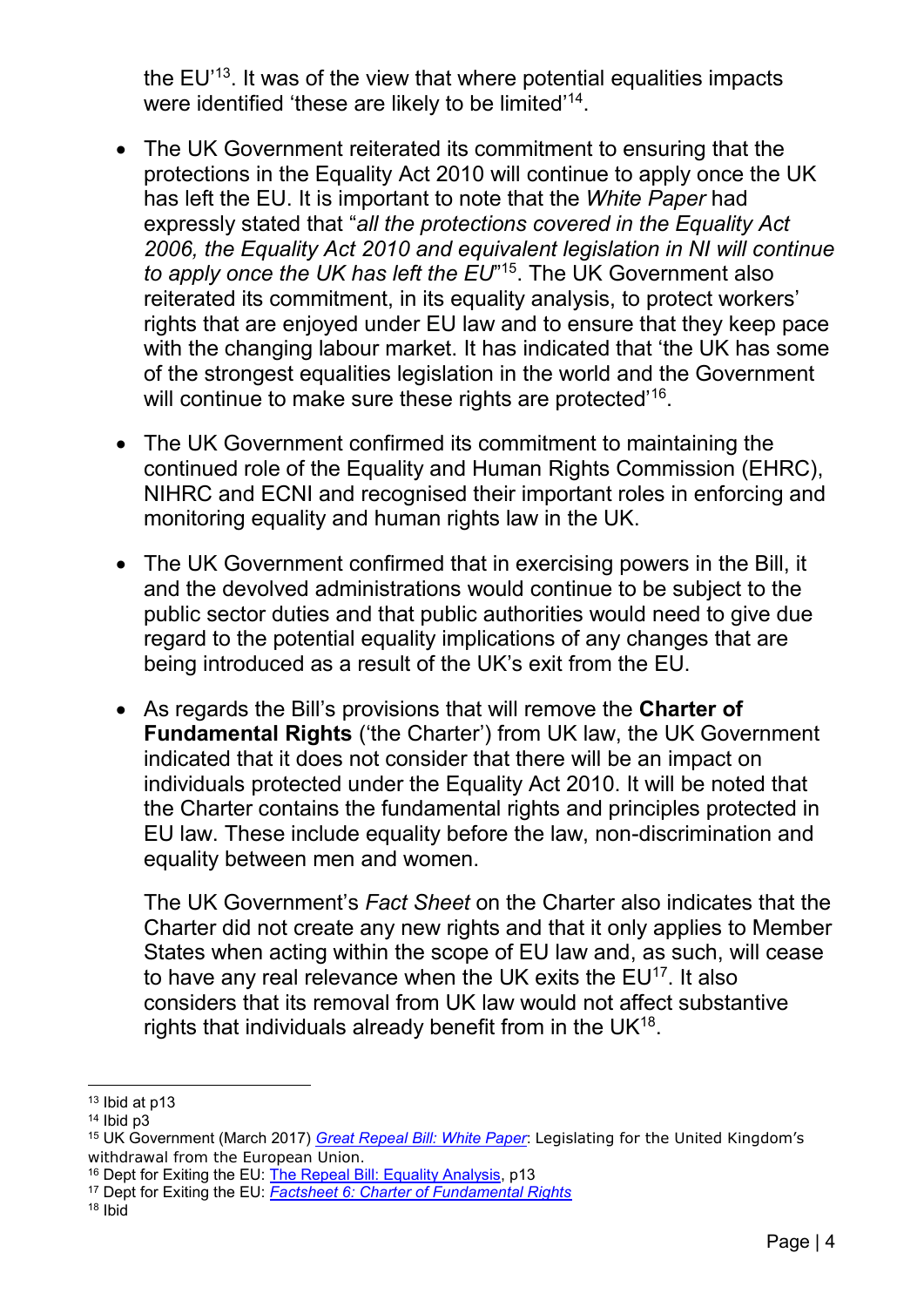the EU'[13]. It was of the view that where potential equalities impacts were identified 'these are likely to be limited'[14].

- The UK Government reiterated its commitment to ensuring that the protections in the Equality Act 2010 will continue to apply once the UK has left the EU. It is important to note that the *White Paper* had expressly stated that "*all the protections covered in the Equality Act 2006, the Equality Act 2010 and equivalent legislation in NI will continue to apply once the UK has left the EU*"[15]. The UK Government also reiterated its commitment, in its equality analysis, to protect workers' rights that are enjoyed under EU law and to ensure that they keep pace with the changing labour market. It has indicated that 'the UK has some of the strongest equalities legislation in the world and the Government will continue to make sure these rights are protected'[16].

- The UK Government confirmed its commitment to maintaining the continued role of the Equality and Human Rights Commission (EHRC), NIHRC and ECNI and recognised their important roles in enforcing and monitoring equality and human rights law in the UK.

- The UK Government confirmed that in exercising powers in the Bill, it and the devolved administrations would continue to be subject to the public sector duties and that public authorities would need to give due regard to the potential equality implications of any changes that are being introduced as a result of the UK's exit from the EU.

- As regards the Bill's provisions that will remove the **Charter of Fundamental Rights** ('the Charter') from UK law, the UK Government indicated that it does not consider that there will be an impact on individuals protected under the Equality Act 2010. It will be noted that the Charter contains the fundamental rights and principles protected in EU law. These include equality before the law, non-discrimination and equality between men and women.

  The UK Government's *Fact Sheet* on the Charter also indicates that the Charter did not create any new rights and that it only applies to Member States when acting within the scope of EU law and, as such, will cease to have any real relevance when the UK exits the EU[17]. It also considers that its removal from UK law would not affect substantive rights that individuals already benefit from in the UK[18].

---

[13] Ibid at p13

[14] Ibid p3

[15] UK Government (March 2017) *Great Repeal Bill: White Paper*: Legislating for the United Kingdom's withdrawal from the European Union.

[16] Dept for Exiting the EU: The Repeal Bill: Equality Analysis, p13

[17] Dept for Exiting the EU: *Factsheet 6: Charter of Fundamental Rights*

[18] Ibid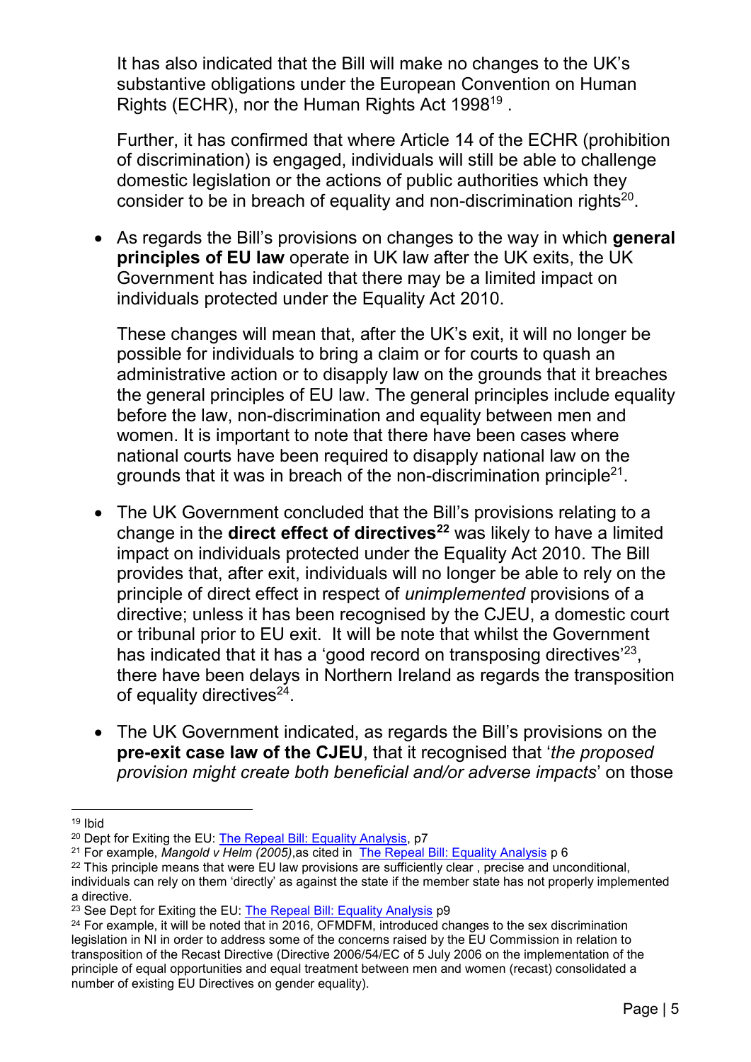It has also indicated that the Bill will make no changes to the UK's substantive obligations under the European Convention on Human Rights (ECHR), nor the Human Rights Act 1998[19] .

Further, it has confirmed that where Article 14 of the ECHR (prohibition of discrimination) is engaged, individuals will still be able to challenge domestic legislation or the actions of public authorities which they consider to be in breach of equality and non-discrimination rights[20].

- As regards the Bill's provisions on changes to the way in which **general principles of EU law** operate in UK law after the UK exits, the UK Government has indicated that there may be a limited impact on individuals protected under the Equality Act 2010.

  These changes will mean that, after the UK's exit, it will no longer be possible for individuals to bring a claim or for courts to quash an administrative action or to disapply law on the grounds that it breaches the general principles of EU law. The general principles include equality before the law, non-discrimination and equality between men and women. It is important to note that there have been cases where national courts have been required to disapply national law on the grounds that it was in breach of the non-discrimination principle[21].

- The UK Government concluded that the Bill's provisions relating to a change in the **direct effect of directives[22]** was likely to have a limited impact on individuals protected under the Equality Act 2010. The Bill provides that, after exit, individuals will no longer be able to rely on the principle of direct effect in respect of *unimplemented* provisions of a directive; unless it has been recognised by the CJEU, a domestic court or tribunal prior to EU exit. It will be note that whilst the Government has indicated that it has a 'good record on transposing directives'[23], there have been delays in Northern Ireland as regards the transposition of equality directives[24].

- The UK Government indicated, as regards the Bill's provisions on the **pre-exit case law of the CJEU**, that it recognised that '*the proposed provision might create both beneficial and/or adverse impacts*' on those

---

[19] Ibid

[20] Dept for Exiting the EU: The Repeal Bill: Equality Analysis, p7

[21] For example, *Mangold v Helm (2005)*,as cited in The Repeal Bill: Equality Analysis p 6

[22] This principle means that were EU law provisions are sufficiently clear , precise and unconditional, individuals can rely on them 'directly' as against the state if the member state has not properly implemented a directive.

[23] See Dept for Exiting the EU: The Repeal Bill: Equality Analysis p9

[24] For example, it will be noted that in 2016, OFMDFM, introduced changes to the sex discrimination legislation in NI in order to address some of the concerns raised by the EU Commission in relation to transposition of the Recast Directive (Directive 2006/54/EC of 5 July 2006 on the implementation of the principle of equal opportunities and equal treatment between men and women (recast) consolidated a number of existing EU Directives on gender equality).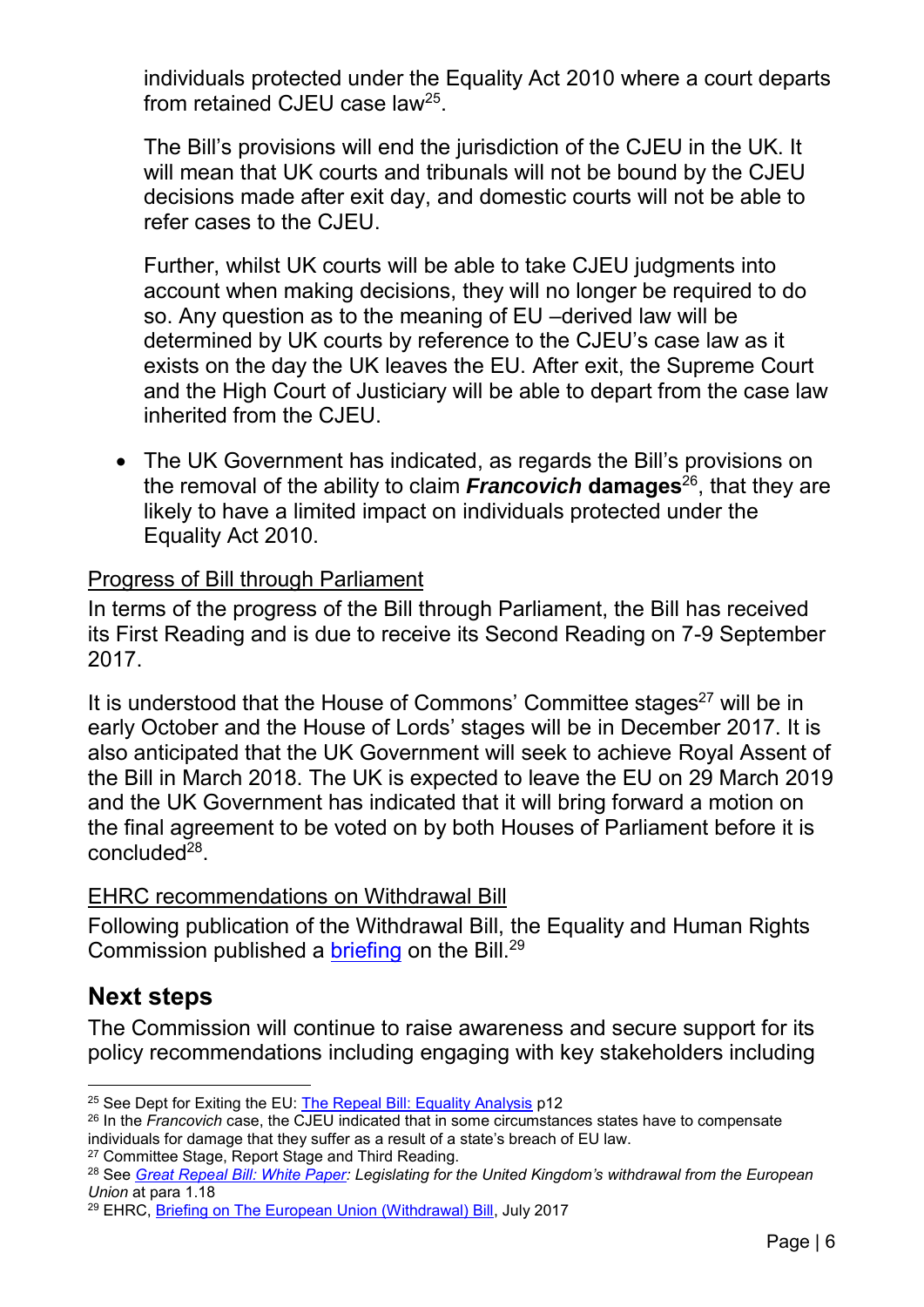individuals protected under the Equality Act 2010 where a court departs from retained CJEU case law[25].

The Bill's provisions will end the jurisdiction of the CJEU in the UK. It will mean that UK courts and tribunals will not be bound by the CJEU decisions made after exit day, and domestic courts will not be able to refer cases to the CJEU.

Further, whilst UK courts will be able to take CJEU judgments into account when making decisions, they will no longer be required to do so. Any question as to the meaning of EU –derived law will be determined by UK courts by reference to the CJEU's case law as it exists on the day the UK leaves the EU. After exit, the Supreme Court and the High Court of Justiciary will be able to depart from the case law inherited from the CJEU.

- The UK Government has indicated, as regards the Bill's provisions on the removal of the ability to claim ***Francovich* damages**[26], that they are likely to have a limited impact on individuals protected under the Equality Act 2010.

Progress of Bill through Parliament

In terms of the progress of the Bill through Parliament, the Bill has received its First Reading and is due to receive its Second Reading on 7-9 September 2017.

It is understood that the House of Commons' Committee stages[27] will be in early October and the House of Lords' stages will be in December 2017. It is also anticipated that the UK Government will seek to achieve Royal Assent of the Bill in March 2018. The UK is expected to leave the EU on 29 March 2019 and the UK Government has indicated that it will bring forward a motion on the final agreement to be voted on by both Houses of Parliament before it is concluded[28].

EHRC recommendations on Withdrawal Bill

Following publication of the Withdrawal Bill, the Equality and Human Rights Commission published a briefing on the Bill.[29]

## Next steps

The Commission will continue to raise awareness and secure support for its policy recommendations including engaging with key stakeholders including

---

[25] See Dept for Exiting the EU: The Repeal Bill: Equality Analysis p12

[26] In the *Francovich* case, the CJEU indicated that in some circumstances states have to compensate individuals for damage that they suffer as a result of a state's breach of EU law.

[27] Committee Stage, Report Stage and Third Reading.

[28] See *Great Repeal Bill: White Paper: Legislating for the United Kingdom's withdrawal from the European Union* at para 1.18

[29] EHRC, Briefing on The European Union (Withdrawal) Bill, July 2017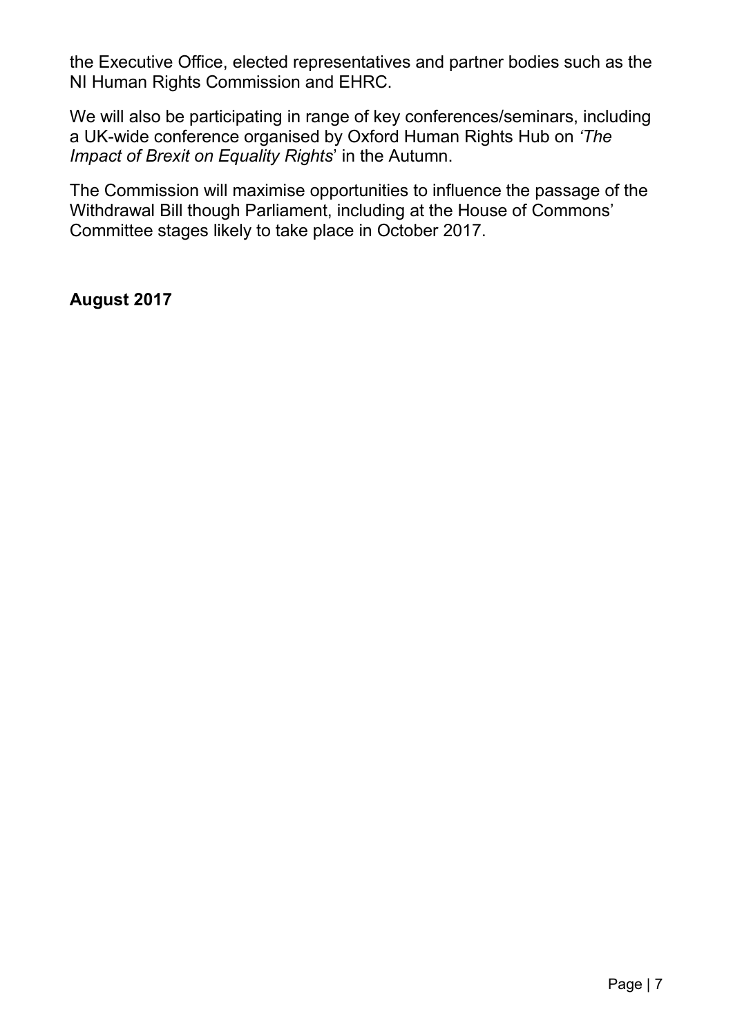the Executive Office, elected representatives and partner bodies such as the NI Human Rights Commission and EHRC.

We will also be participating in range of key conferences/seminars, including a UK-wide conference organised by Oxford Human Rights Hub on *'The Impact of Brexit on Equality Rights*' in the Autumn.

The Commission will maximise opportunities to influence the passage of the Withdrawal Bill though Parliament, including at the House of Commons' Committee stages likely to take place in October 2017.

**August 2017**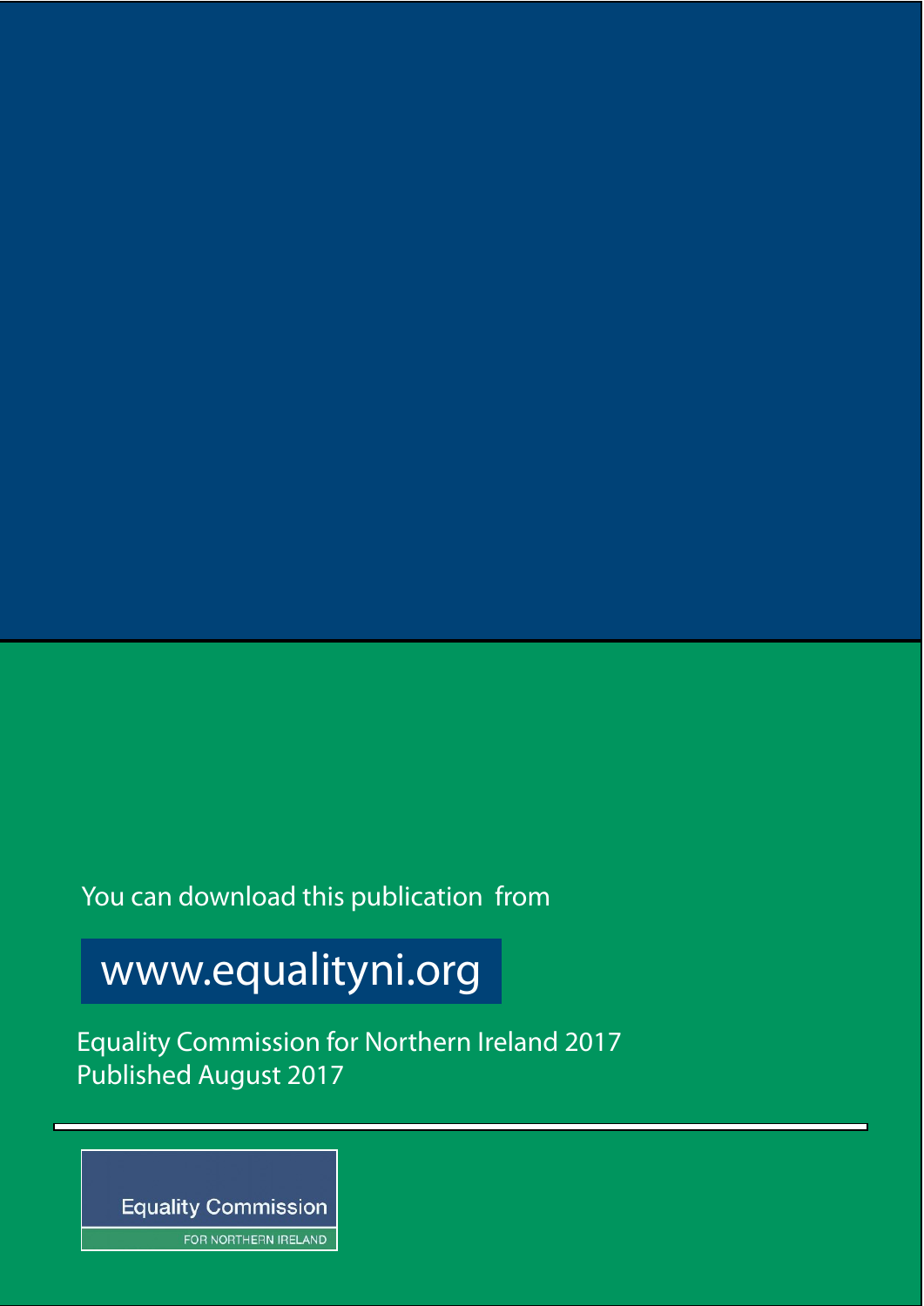You can download this publication from

www.equalityni.org

Equality Commission for Northern Ireland 2017
Published August 2017

Equality Commission
FOR NORTHERN IRELAND